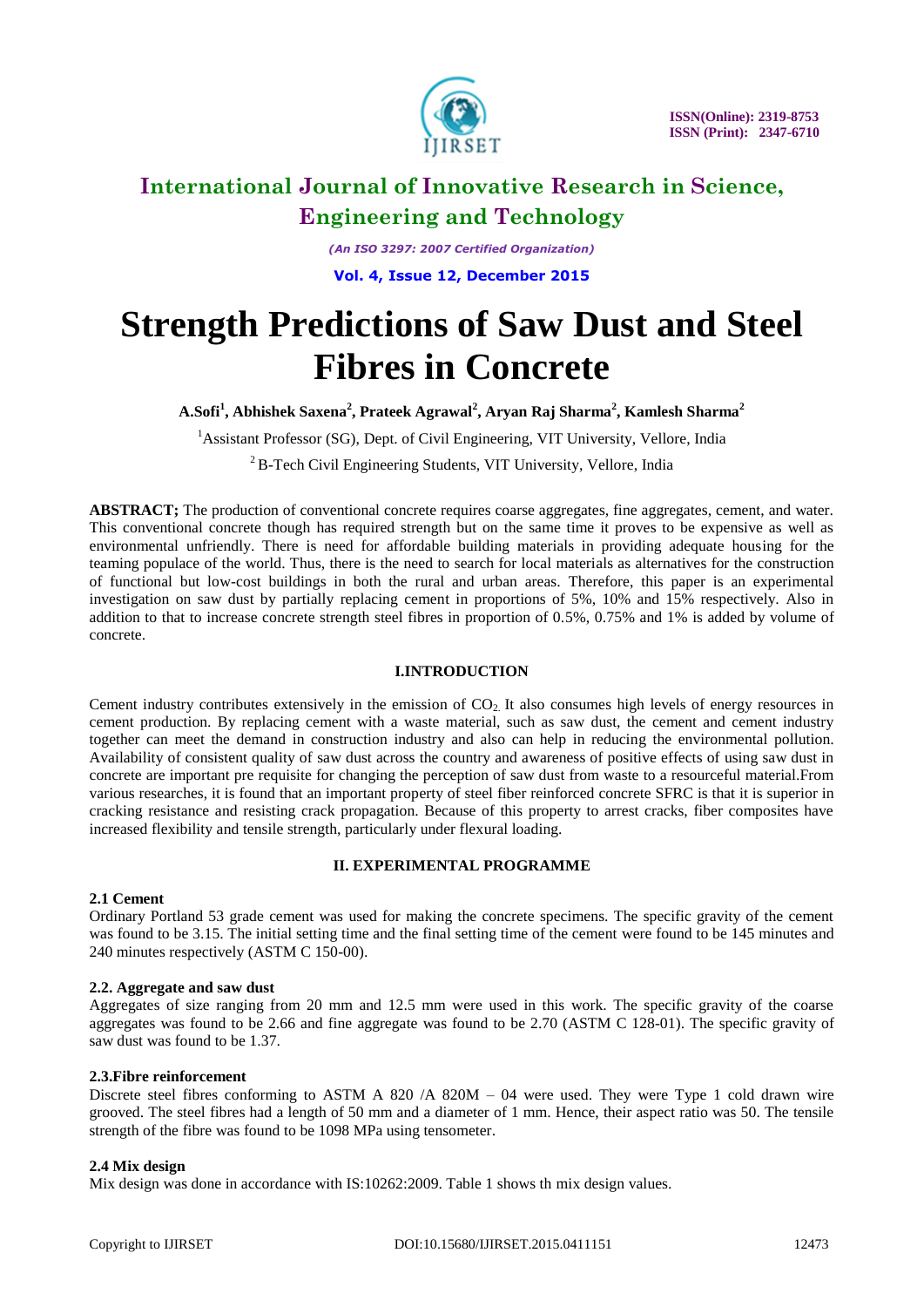# Strength Predictions of Saw Dust and Steel Fibres in Concrete

**A.Sofi[1], Abhishek Saxena[2], Prateek Agrawal[2], Aryan Raj Sharma[2], Kamlesh Sharma[2]**

[1]Assistant Professor (SG), Dept. of Civil Engineering, VIT University, Vellore, India

[2] B-Tech Civil Engineering Students, VIT University, Vellore, India

**ABSTRACT;** The production of conventional concrete requires coarse aggregates, fine aggregates, cement, and water. This conventional concrete though has required strength but on the same time it proves to be expensive as well as environmental unfriendly. There is need for affordable building materials in providing adequate housing for the teaming populace of the world. Thus, there is the need to search for local materials as alternatives for the construction of functional but low-cost buildings in both the rural and urban areas. Therefore, this paper is an experimental investigation on saw dust by partially replacing cement in proportions of 5%, 10% and 15% respectively. Also in addition to that to increase concrete strength steel fibres in proportion of 0.5%, 0.75% and 1% is added by volume of concrete.

## I.INTRODUCTION

Cement industry contributes extensively in the emission of $CO_2$. It also consumes high levels of energy resources in cement production. By replacing cement with a waste material, such as saw dust, the cement and cement industry together can meet the demand in construction industry and also can help in reducing the environmental pollution. Availability of consistent quality of saw dust across the country and awareness of positive effects of using saw dust in concrete are important pre requisite for changing the perception of saw dust from waste to a resourceful material.From various researches, it is found that an important property of steel fiber reinforced concrete SFRC is that it is superior in cracking resistance and resisting crack propagation. Because of this property to arrest cracks, fiber composites have increased flexibility and tensile strength, particularly under flexural loading.

## II. EXPERIMENTAL PROGRAMME

### 2.1 Cement

Ordinary Portland 53 grade cement was used for making the concrete specimens. The specific gravity of the cement was found to be 3.15. The initial setting time and the final setting time of the cement were found to be 145 minutes and 240 minutes respectively (ASTM C 150-00).

### 2.2. Aggregate and saw dust

Aggregates of size ranging from 20 mm and 12.5 mm were used in this work. The specific gravity of the coarse aggregates was found to be 2.66 and fine aggregate was found to be 2.70 (ASTM C 128-01). The specific gravity of saw dust was found to be 1.37.

### 2.3.Fibre reinforcement

Discrete steel fibres conforming to ASTM A 820 /A 820M – 04 were used. They were Type 1 cold drawn wire grooved. The steel fibres had a length of 50 mm and a diameter of 1 mm. Hence, their aspect ratio was 50. The tensile strength of the fibre was found to be 1098 MPa using tensometer.

### 2.4 Mix design

Mix design was done in accordance with IS:10262:2009. Table 1 shows th mix design values.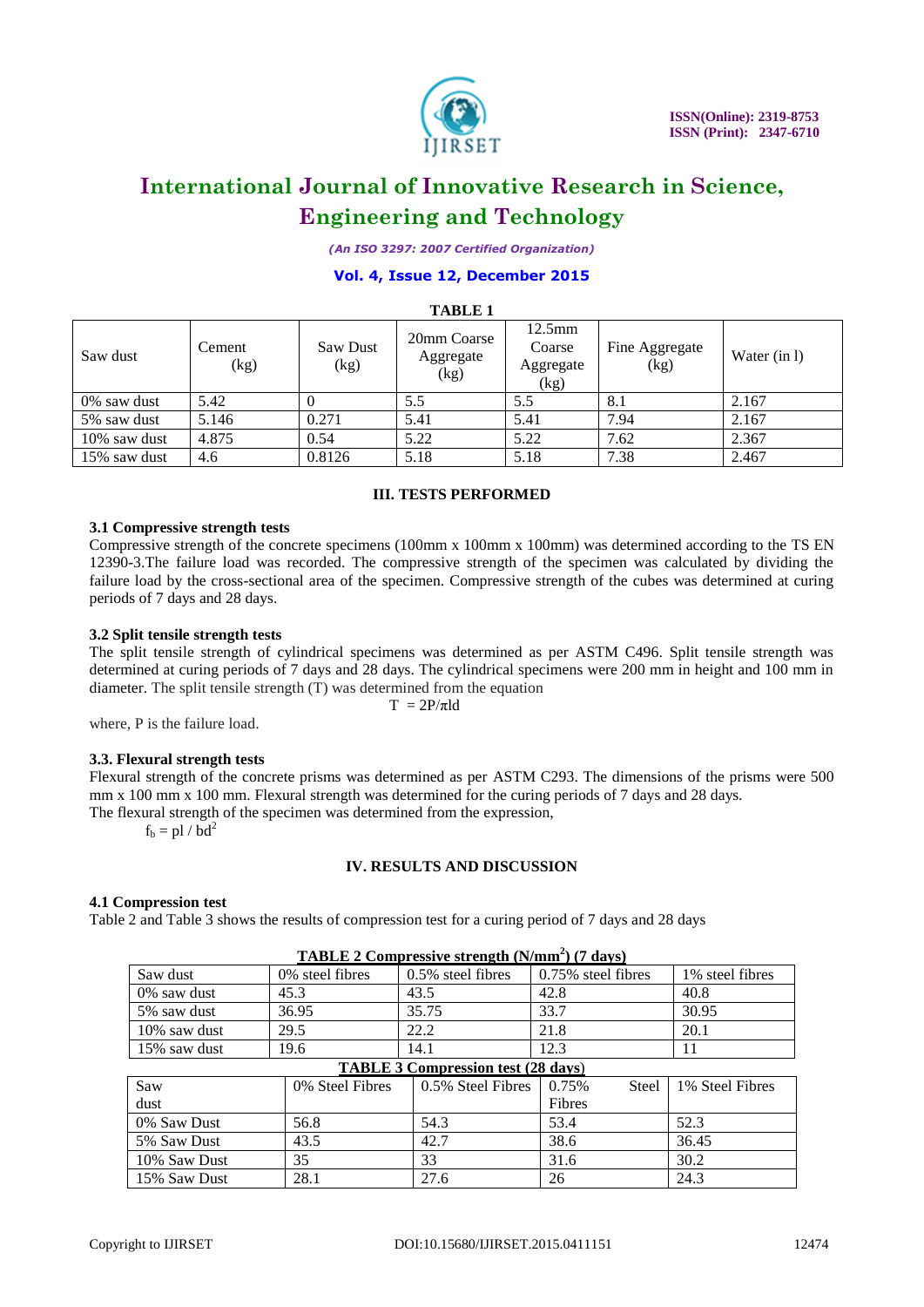**TABLE 1**

| Saw dust | Cement (kg) | Saw Dust (kg) | 20mm Coarse Aggregate (kg) | 12.5mm Coarse Aggregate (kg) | Fine Aggregate (kg) | Water (in l) |
|---|---|---|---|---|---|---|
| 0% saw dust | 5.42 | 0 | 5.5 | 5.5 | 8.1 | 2.167 |
| 5% saw dust | 5.146 | 0.271 | 5.41 | 5.41 | 7.94 | 2.167 |
| 10% saw dust | 4.875 | 0.54 | 5.22 | 5.22 | 7.62 | 2.367 |
| 15% saw dust | 4.6 | 0.8126 | 5.18 | 5.18 | 7.38 | 2.467 |

## III. TESTS PERFORMED

### 3.1 Compressive strength tests

Compressive strength of the concrete specimens (100mm x 100mm x 100mm) was determined according to the TS EN 12390-3.The failure load was recorded. The compressive strength of the specimen was calculated by dividing the failure load by the cross-sectional area of the specimen. Compressive strength of the cubes was determined at curing periods of 7 days and 28 days.

### 3.2 Split tensile strength tests

The split tensile strength of cylindrical specimens was determined as per ASTM C496. Split tensile strength was determined at curing periods of 7 days and 28 days. The cylindrical specimens were 200 mm in height and 100 mm in diameter. The split tensile strength (T) was determined from the equation

$$T = 2P/\pi ld$$

where, P is the failure load.

### 3.3. Flexural strength tests

Flexural strength of the concrete prisms was determined as per ASTM C293. The dimensions of the prisms were 500 mm x 100 mm x 100 mm. Flexural strength was determined for the curing periods of 7 days and 28 days.

The flexural strength of the specimen was determined from the expression,

$$f_b = pl / bd^2$$

## IV. RESULTS AND DISCUSSION

### 4.1 Compression test

Table 2 and Table 3 shows the results of compression test for a curing period of 7 days and 28 days

**TABLE 2 Compressive strength ($N/mm^2$) (7 days)**

| Saw dust | 0% steel fibres | 0.5% steel fibres | 0.75% steel fibres | 1% steel fibres |
|---|---|---|---|---|
| 0% saw dust | 45.3 | 43.5 | 42.8 | 40.8 |
| 5% saw dust | 36.95 | 35.75 | 33.7 | 30.95 |
| 10% saw dust | 29.5 | 22.2 | 21.8 | 20.1 |
| 15% saw dust | 19.6 | 14.1 | 12.3 | 11 |

**TABLE 3 Compression test (28 days)**

| Saw dust | 0% Steel Fibres | 0.5% Steel Fibres | 0.75% Steel Fibres | 1% Steel Fibres |
|---|---|---|---|---|
| 0% Saw Dust | 56.8 | 54.3 | 53.4 | 52.3 |
| 5% Saw Dust | 43.5 | 42.7 | 38.6 | 36.45 |
| 10% Saw Dust | 35 | 33 | 31.6 | 30.2 |
| 15% Saw Dust | 28.1 | 27.6 | 26 | 24.3 |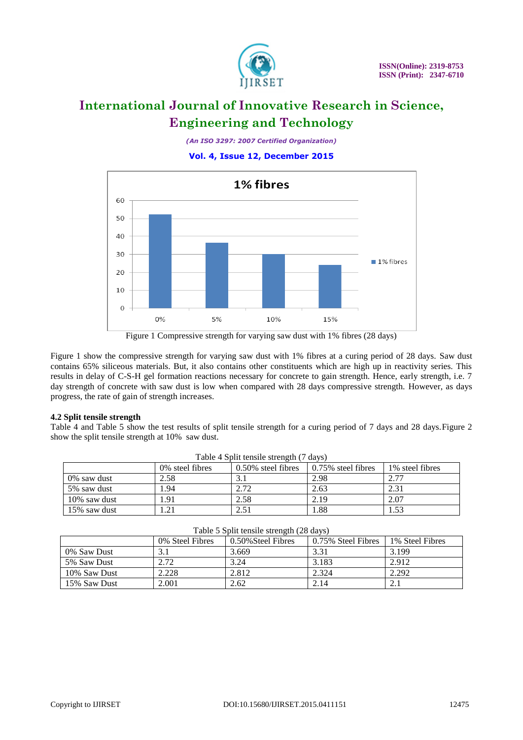Figure 1 Compressive strength for varying saw dust with 1% fibres (28 days)

Figure 1 show the compressive strength for varying saw dust with 1% fibres at a curing period of 28 days. Saw dust contains 65% siliceous materials. But, it also contains other constituents which are high up in reactivity series. This results in delay of C-S-H gel formation reactions necessary for concrete to gain strength. Hence, early strength, i.e. 7 day strength of concrete with saw dust is low when compared with 28 days compressive strength. However, as days progress, the rate of gain of strength increases.

**4.2 Split tensile strength**

Table 4 and Table 5 show the test results of split tensile strength for a curing period of 7 days and 28 days. Figure 2 show the split tensile strength at 10% saw dust.

Table 4 Split tensile strength (7 days)

| | 0% steel fibres | 0.50% steel fibres | 0.75% steel fibres | 1% steel fibres |
|---|---|---|---|---|
| 0% saw dust | 2.58 | 3.1 | 2.98 | 2.77 |
| 5% saw dust | 1.94 | 2.72 | 2.63 | 2.31 |
| 10% saw dust | 1.91 | 2.58 | 2.19 | 2.07 |
| 15% saw dust | 1.21 | 2.51 | 1.88 | 1.53 |

Table 5 Split tensile strength (28 days)

| | 0% Steel Fibres | 0.50%Steel Fibres | 0.75% Steel Fibres | 1% Steel Fibres |
|---|---|---|---|---|
| 0% Saw Dust | 3.1 | 3.669 | 3.31 | 3.199 |
| 5% Saw Dust | 2.72 | 3.24 | 3.183 | 2.912 |
| 10% Saw Dust | 2.228 | 2.812 | 2.324 | 2.292 |
| 15% Saw Dust | 2.001 | 2.62 | 2.14 | 2.1 |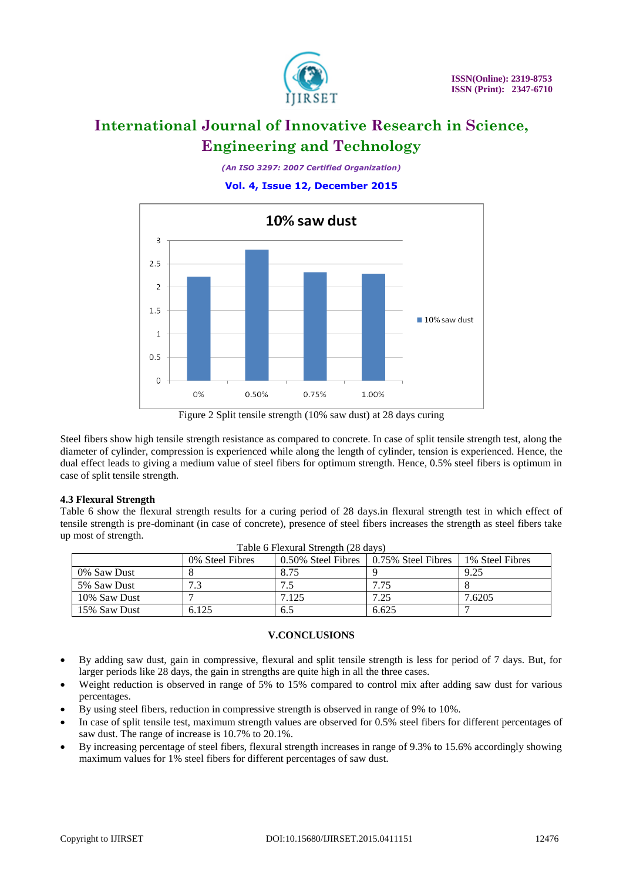Figure 2 Split tensile strength (10% saw dust) at 28 days curing

Steel fibers show high tensile strength resistance as compared to concrete. In case of split tensile strength test, along the diameter of cylinder, compression is experienced while along the length of cylinder, tension is experienced. Hence, the dual effect leads to giving a medium value of steel fibers for optimum strength. Hence, 0.5% steel fibers is optimum in case of split tensile strength.

### 4.3 Flexural Strength

Table 6 show the flexural strength results for a curing period of 28 days.in flexural strength test in which effect of tensile strength is pre-dominant (in case of concrete), presence of steel fibers increases the strength as steel fibers take up most of strength.

Table 6 Flexural Strength (28 days)

| | 0% Steel Fibres | 0.50% Steel Fibres | 0.75% Steel Fibres | 1% Steel Fibres |
|---|---|---|---|---|
| 0% Saw Dust | 8 | 8.75 | 9 | 9.25 |
| 5% Saw Dust | 7.3 | 7.5 | 7.75 | 8 |
| 10% Saw Dust | 7 | 7.125 | 7.25 | 7.6205 |
| 15% Saw Dust | 6.125 | 6.5 | 6.625 | 7 |

## V.CONCLUSIONS

- By adding saw dust, gain in compressive, flexural and split tensile strength is less for period of 7 days. But, for larger periods like 28 days, the gain in strengths are quite high in all the three cases.
- Weight reduction is observed in range of 5% to 15% compared to control mix after adding saw dust for various percentages.
- By using steel fibers, reduction in compressive strength is observed in range of 9% to 10%.
- In case of split tensile test, maximum strength values are observed for 0.5% steel fibers for different percentages of saw dust. The range of increase is 10.7% to 20.1%.
- By increasing percentage of steel fibers, flexural strength increases in range of 9.3% to 15.6% accordingly showing maximum values for 1% steel fibers for different percentages of saw dust.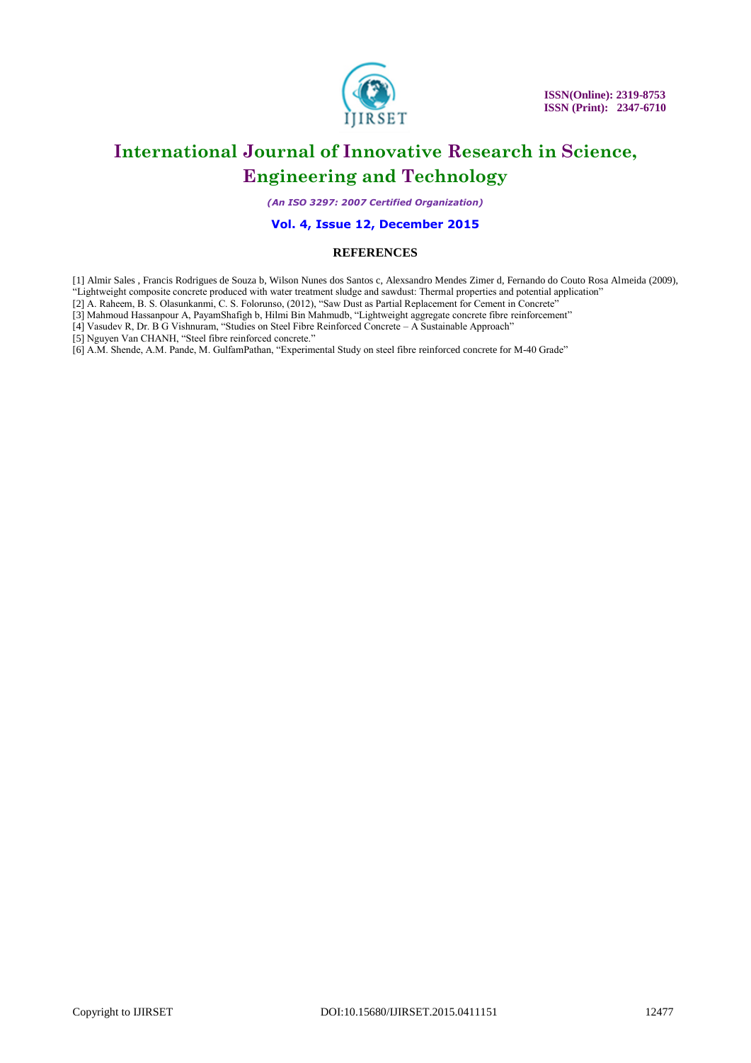## REFERENCES

[1] Almir Sales , Francis Rodrigues de Souza b, Wilson Nunes dos Santos c, Alexsandro Mendes Zimer d, Fernando do Couto Rosa Almeida (2009), "Lightweight composite concrete produced with water treatment sludge and sawdust: Thermal properties and potential application"

[2] A. Raheem, B. S. Olasunkanmi, C. S. Folorunso, (2012), "Saw Dust as Partial Replacement for Cement in Concrete"

[3] Mahmoud Hassanpour A, PayamShafigh b, Hilmi Bin Mahmudb, "Lightweight aggregate concrete fibre reinforcement"

[4] Vasudev R, Dr. B G Vishnuram, "Studies on Steel Fibre Reinforced Concrete – A Sustainable Approach"

[5] Nguyen Van CHANH, "Steel fibre reinforced concrete."

[6] A.M. Shende, A.M. Pande, M. GulfamPathan, "Experimental Study on steel fibre reinforced concrete for M-40 Grade"